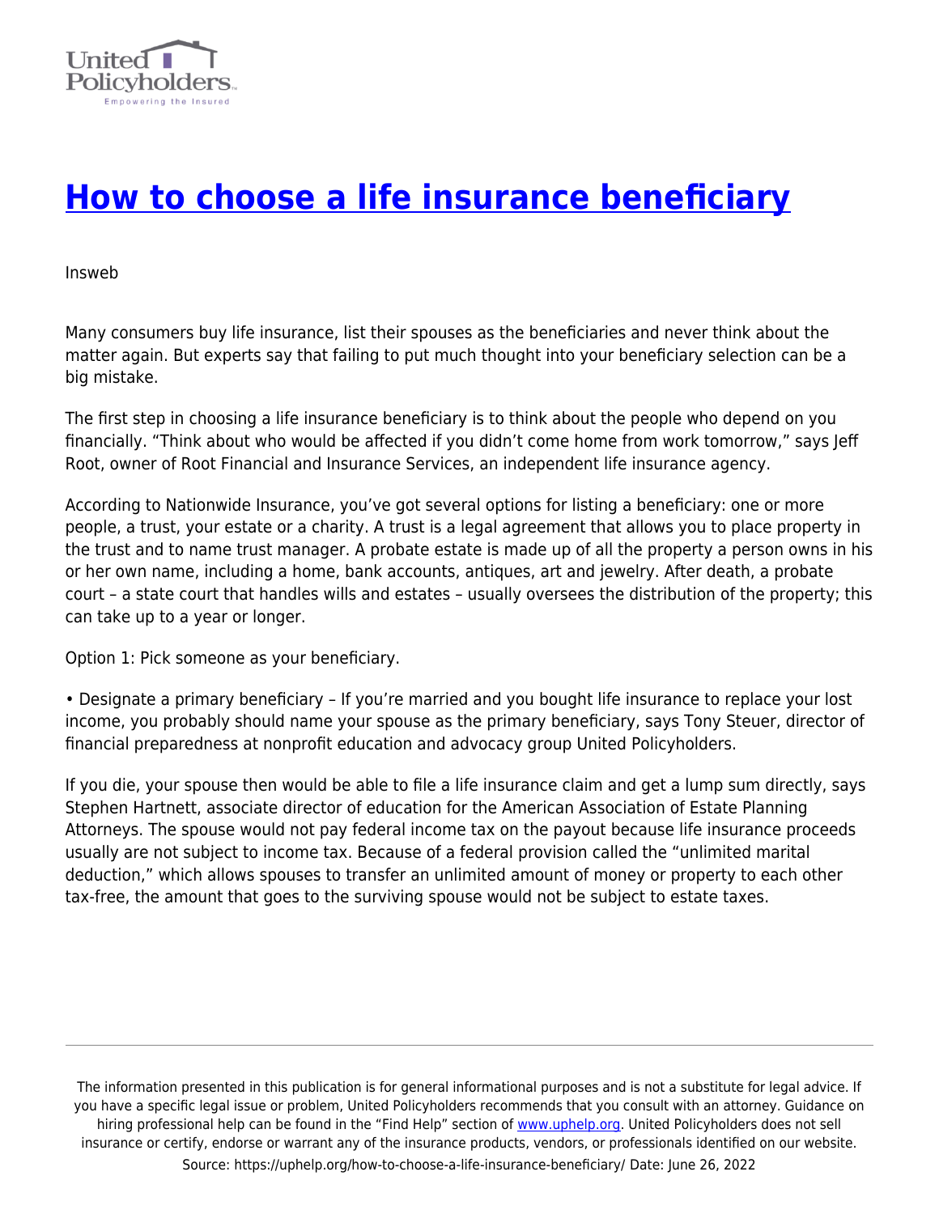# [How to choose a life insurance beneficiary](https://uphelp.org/how-to-choose-a-life-insurance-beneficiary/)

Insweb

Many consumers buy life insurance, list their spouses as the beneficiaries and never think about the matter again. But experts say that failing to put much thought into your beneficiary selection can be a big mistake.

The first step in choosing a life insurance beneficiary is to think about the people who depend on you financially. "Think about who would be affected if you didn't come home from work tomorrow," says Jeff Root, owner of Root Financial and Insurance Services, an independent life insurance agency.

According to Nationwide Insurance, you've got several options for listing a beneficiary: one or more people, a trust, your estate or a charity. A trust is a legal agreement that allows you to place property in the trust and to name trust manager. A probate estate is made up of all the property a person owns in his or her own name, including a home, bank accounts, antiques, art and jewelry. After death, a probate court – a state court that handles wills and estates – usually oversees the distribution of the property; this can take up to a year or longer.

Option 1: Pick someone as your beneficiary.

• Designate a primary beneficiary – If you're married and you bought life insurance to replace your lost income, you probably should name your spouse as the primary beneficiary, says Tony Steuer, director of financial preparedness at nonprofit education and advocacy group United Policyholders.

If you die, your spouse then would be able to file a life insurance claim and get a lump sum directly, says Stephen Hartnett, associate director of education for the American Association of Estate Planning Attorneys. The spouse would not pay federal income tax on the payout because life insurance proceeds usually are not subject to income tax. Because of a federal provision called the "unlimited marital deduction," which allows spouses to transfer an unlimited amount of money or property to each other tax-free, the amount that goes to the surviving spouse would not be subject to estate taxes.

The information presented in this publication is for general informational purposes and is not a substitute for legal advice. If you have a specific legal issue or problem, United Policyholders recommends that you consult with an attorney. Guidance on hiring professional help can be found in the "Find Help" section of [www.uphelp.org](http://www.uphelp.org). United Policyholders does not sell insurance or certify, endorse or warrant any of the insurance products, vendors, or professionals identified on our website.

Source: https://uphelp.org/how-to-choose-a-life-insurance-beneficiary/ Date: June 26, 2022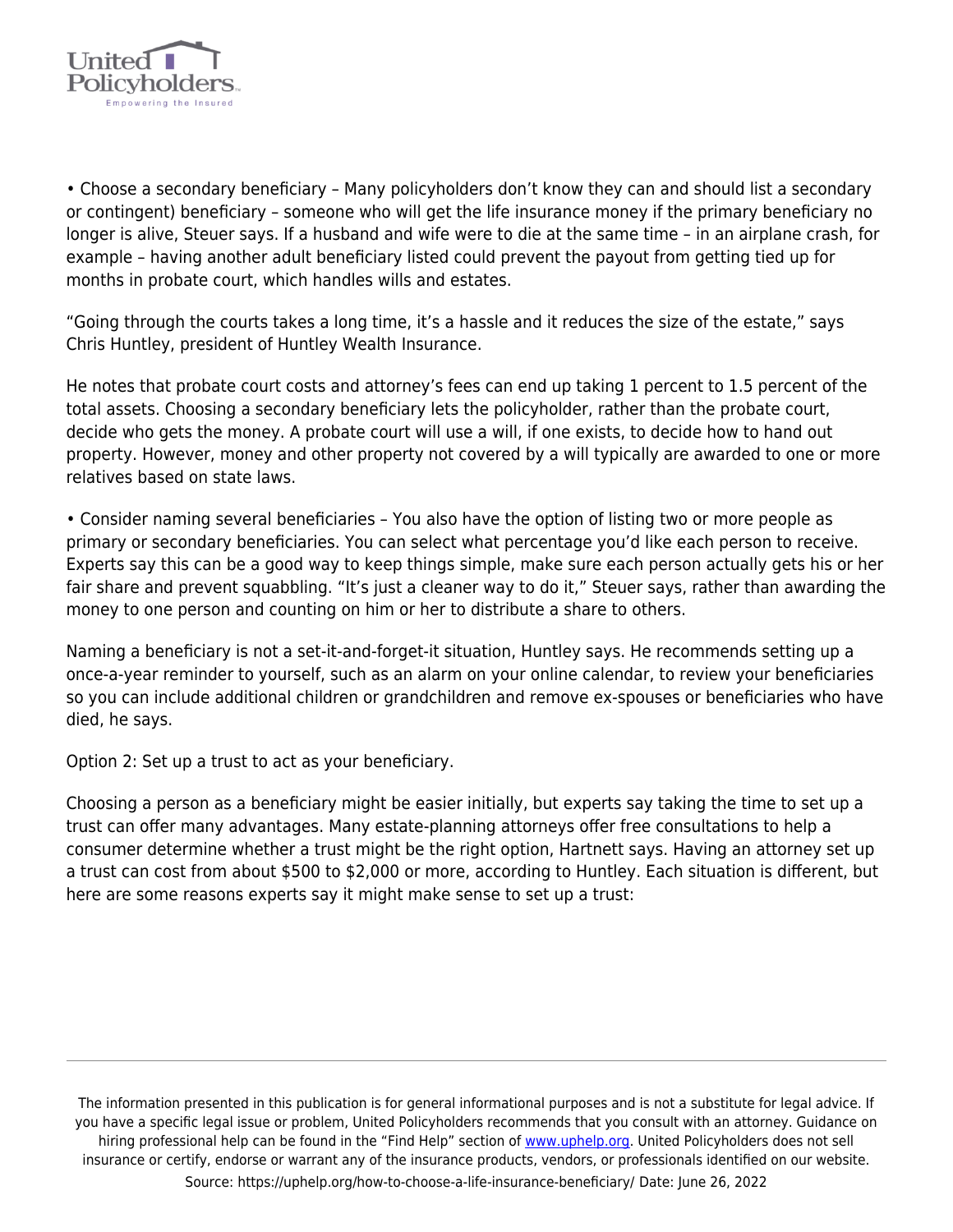- Choose a secondary beneficiary – Many policyholders don't know they can and should list a secondary or contingent) beneficiary – someone who will get the life insurance money if the primary beneficiary no longer is alive, Steuer says. If a husband and wife were to die at the same time – in an airplane crash, for example – having another adult beneficiary listed could prevent the payout from getting tied up for months in probate court, which handles wills and estates.

"Going through the courts takes a long time, it's a hassle and it reduces the size of the estate," says Chris Huntley, president of Huntley Wealth Insurance.

He notes that probate court costs and attorney's fees can end up taking 1 percent to 1.5 percent of the total assets. Choosing a secondary beneficiary lets the policyholder, rather than the probate court, decide who gets the money. A probate court will use a will, if one exists, to decide how to hand out property. However, money and other property not covered by a will typically are awarded to one or more relatives based on state laws.

- Consider naming several beneficiaries – You also have the option of listing two or more people as primary or secondary beneficiaries. You can select what percentage you'd like each person to receive. Experts say this can be a good way to keep things simple, make sure each person actually gets his or her fair share and prevent squabbling. "It's just a cleaner way to do it," Steuer says, rather than awarding the money to one person and counting on him or her to distribute a share to others.

Naming a beneficiary is not a set-it-and-forget-it situation, Huntley says. He recommends setting up a once-a-year reminder to yourself, such as an alarm on your online calendar, to review your beneficiaries so you can include additional children or grandchildren and remove ex-spouses or beneficiaries who have died, he says.

Option 2: Set up a trust to act as your beneficiary.

Choosing a person as a beneficiary might be easier initially, but experts say taking the time to set up a trust can offer many advantages. Many estate-planning attorneys offer free consultations to help a consumer determine whether a trust might be the right option, Hartnett says. Having an attorney set up a trust can cost from about $500 to $2,000 or more, according to Huntley. Each situation is different, but here are some reasons experts say it might make sense to set up a trust: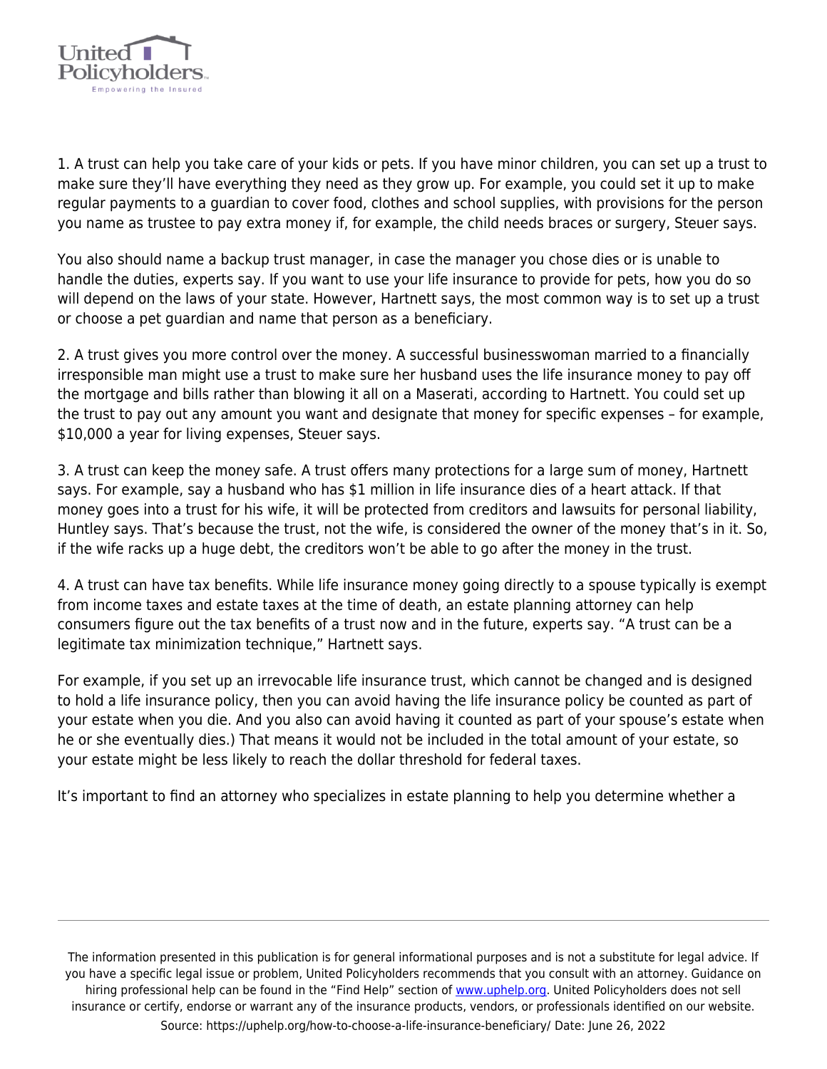1. A trust can help you take care of your kids or pets. If you have minor children, you can set up a trust to make sure they'll have everything they need as they grow up. For example, you could set it up to make regular payments to a guardian to cover food, clothes and school supplies, with provisions for the person you name as trustee to pay extra money if, for example, the child needs braces or surgery, Steuer says.

You also should name a backup trust manager, in case the manager you chose dies or is unable to handle the duties, experts say. If you want to use your life insurance to provide for pets, how you do so will depend on the laws of your state. However, Hartnett says, the most common way is to set up a trust or choose a pet guardian and name that person as a beneficiary.

2. A trust gives you more control over the money. A successful businesswoman married to a financially irresponsible man might use a trust to make sure her husband uses the life insurance money to pay off the mortgage and bills rather than blowing it all on a Maserati, according to Hartnett. You could set up the trust to pay out any amount you want and designate that money for specific expenses – for example, $10,000 a year for living expenses, Steuer says.

3. A trust can keep the money safe. A trust offers many protections for a large sum of money, Hartnett says. For example, say a husband who has $1 million in life insurance dies of a heart attack. If that money goes into a trust for his wife, it will be protected from creditors and lawsuits for personal liability, Huntley says. That's because the trust, not the wife, is considered the owner of the money that's in it. So, if the wife racks up a huge debt, the creditors won't be able to go after the money in the trust.

4. A trust can have tax benefits. While life insurance money going directly to a spouse typically is exempt from income taxes and estate taxes at the time of death, an estate planning attorney can help consumers figure out the tax benefits of a trust now and in the future, experts say. "A trust can be a legitimate tax minimization technique," Hartnett says.

For example, if you set up an irrevocable life insurance trust, which cannot be changed and is designed to hold a life insurance policy, then you can avoid having the life insurance policy be counted as part of your estate when you die. And you also can avoid having it counted as part of your spouse's estate when he or she eventually dies.) That means it would not be included in the total amount of your estate, so your estate might be less likely to reach the dollar threshold for federal taxes.

It's important to find an attorney who specializes in estate planning to help you determine whether a

The information presented in this publication is for general informational purposes and is not a substitute for legal advice. If you have a specific legal issue or problem, United Policyholders recommends that you consult with an attorney. Guidance on hiring professional help can be found in the "Find Help" section of www.uphelp.org. United Policyholders does not sell insurance or certify, endorse or warrant any of the insurance products, vendors, or professionals identified on our website.
Source: https://uphelp.org/how-to-choose-a-life-insurance-beneficiary/ Date: June 26, 2022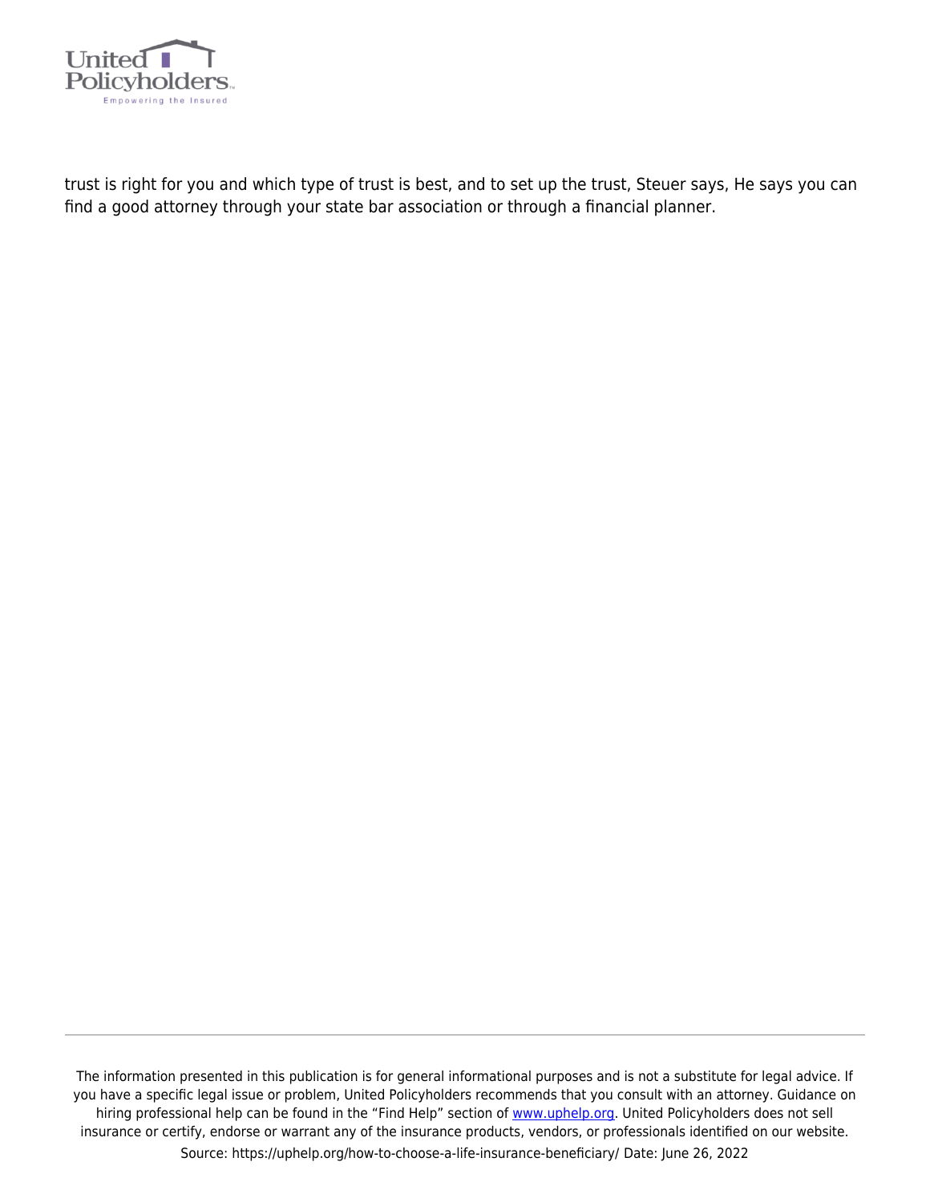trust is right for you and which type of trust is best, and to set up the trust, Steuer says, He says you can find a good attorney through your state bar association or through a financial planner.